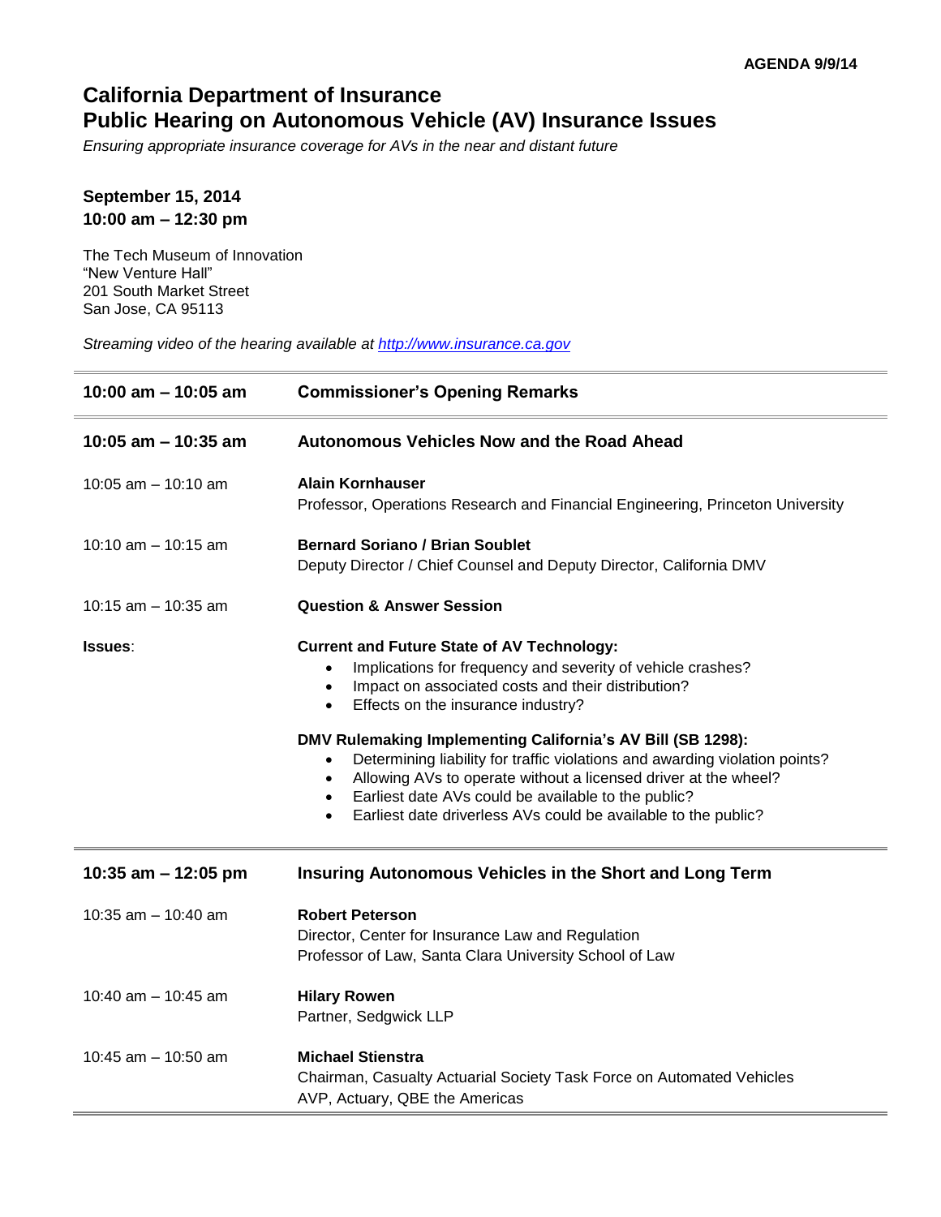**AGENDA 9/9/14**

# California Department of Insurance
# Public Hearing on Autonomous Vehicle (AV) Insurance Issues

*Ensuring appropriate insurance coverage for AVs in the near and distant future*

**September 15, 2014**
**10:00 am – 12:30 pm**

The Tech Museum of Innovation
"New Venture Hall"
201 South Market Street
San Jose, CA 95113

*Streaming video of the hearing available at [http://www.insurance.ca.gov](http://www.insurance.ca.gov)*

| | |
|---|---|
| **10:00 am – 10:05 am** | **Commissioner's Opening Remarks** |
| **10:05 am – 10:35 am** | **Autonomous Vehicles Now and the Road Ahead** |
| 10:05 am – 10:10 am | **Alain Kornhauser**<br>Professor, Operations Research and Financial Engineering, Princeton University |
| 10:10 am – 10:15 am | **Bernard Soriano / Brian Soublet**<br>Deputy Director / Chief Counsel and Deputy Director, California DMV |
| 10:15 am – 10:35 am | **Question & Answer Session** |
| **Issues**: | **Current and Future State of AV Technology:**<br>• Implications for frequency and severity of vehicle crashes?<br>• Impact on associated costs and their distribution?<br>• Effects on the insurance industry?<br><br>**DMV Rulemaking Implementing California's AV Bill (SB 1298):**<br>• Determining liability for traffic violations and awarding violation points?<br>• Allowing AVs to operate without a licensed driver at the wheel?<br>• Earliest date AVs could be available to the public?<br>• Earliest date driverless AVs could be available to the public? |
| **10:35 am – 12:05 pm** | **Insuring Autonomous Vehicles in the Short and Long Term** |
| 10:35 am – 10:40 am | **Robert Peterson**<br>Director, Center for Insurance Law and Regulation<br>Professor of Law, Santa Clara University School of Law |
| 10:40 am – 10:45 am | **Hilary Rowen**<br>Partner, Sedgwick LLP |
| 10:45 am – 10:50 am | **Michael Stienstra**<br>Chairman, Casualty Actuarial Society Task Force on Automated Vehicles<br>AVP, Actuary, QBE the Americas |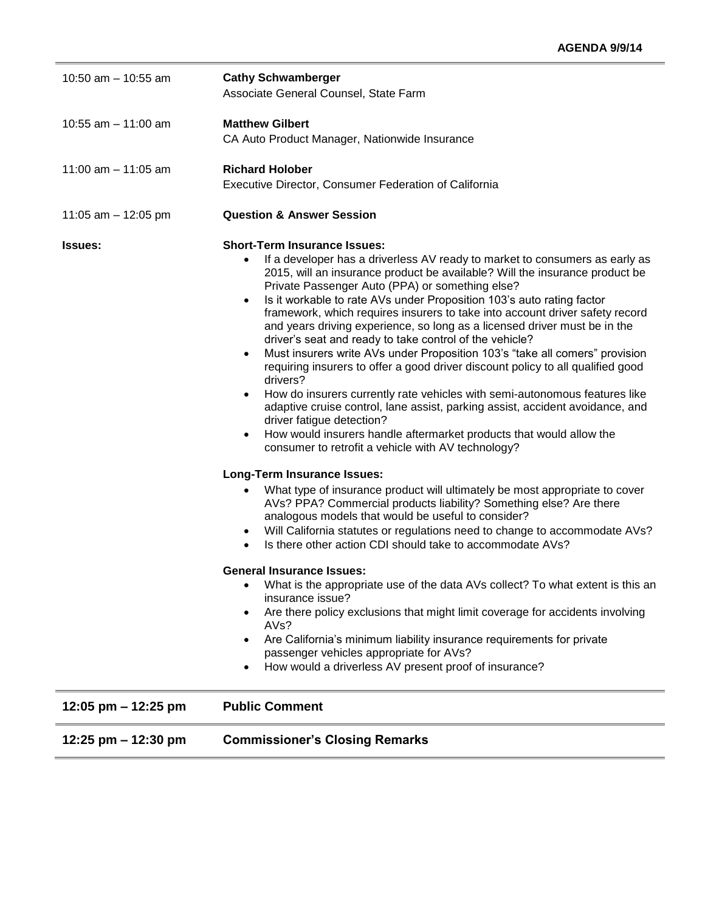| | | |
|---|---|---|
| 10:50 am – 10:55 am | **Cathy Schwamberger**<br>Associate General Counsel, State Farm |
| 10:55 am – 11:00 am | **Matthew Gilbert**<br>CA Auto Product Manager, Nationwide Insurance |
| 11:00 am – 11:05 am | **Richard Holober**<br>Executive Director, Consumer Federation of California |
| 11:05 am – 12:05 pm | **Question & Answer Session** |

**Issues:**

**Short-Term Insurance Issues:**

- If a developer has a driverless AV ready to market to consumers as early as 2015, will an insurance product be available? Will the insurance product be Private Passenger Auto (PPA) or something else?
- Is it workable to rate AVs under Proposition 103's auto rating factor framework, which requires insurers to take into account driver safety record and years driving experience, so long as a licensed driver must be in the driver's seat and ready to take control of the vehicle?
- Must insurers write AVs under Proposition 103's "take all comers" provision requiring insurers to offer a good driver discount policy to all qualified good drivers?
- How do insurers currently rate vehicles with semi-autonomous features like adaptive cruise control, lane assist, parking assist, accident avoidance, and driver fatigue detection?
- How would insurers handle aftermarket products that would allow the consumer to retrofit a vehicle with AV technology?

**Long-Term Insurance Issues:**

- What type of insurance product will ultimately be most appropriate to cover AVs? PPA? Commercial products liability? Something else? Are there analogous models that would be useful to consider?
- Will California statutes or regulations need to change to accommodate AVs?
- Is there other action CDI should take to accommodate AVs?

**General Insurance Issues:**

- What is the appropriate use of the data AVs collect? To what extent is this an insurance issue?
- Are there policy exclusions that might limit coverage for accidents involving AVs?
- Are California's minimum liability insurance requirements for private passenger vehicles appropriate for AVs?
- How would a driverless AV present proof of insurance?

| | |
|---|---|
| **12:05 pm – 12:25 pm** | **Public Comment** |
| **12:25 pm – 12:30 pm** | **Commissioner's Closing Remarks** |